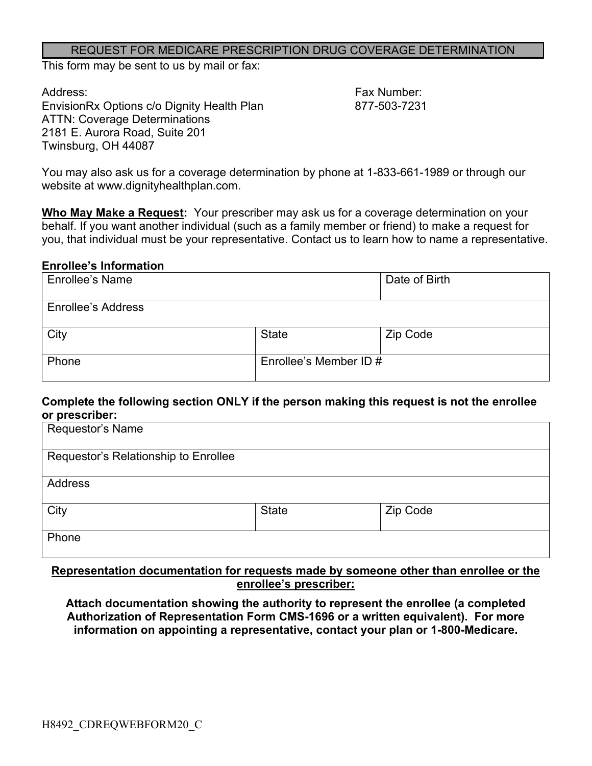# REQUEST FOR MEDICARE PRESCRIPTION DRUG COVERAGE DETERMINATION

This form may be sent to us by mail or fax:

Address:
EnvisionRx Options c/o Dignity Health Plan
ATTN: Coverage Determinations
2181 E. Aurora Road, Suite 201
Twinsburg, OH 44087

Fax Number:
877-503-7231

You may also ask us for a coverage determination by phone at 1-833-661-1989 or through our website at www.dignityhealthplan.com.

**Who May Make a Request:** Your prescriber may ask us for a coverage determination on your behalf. If you want another individual (such as a family member or friend) to make a request for you, that individual must be your representative. Contact us to learn how to name a representative.

**Enrollee's Information**

| Enrollee's Name | | Date of Birth |
|---|---|---|
| Enrollee's Address | | |
| City | State | Zip Code |
| Phone | Enrollee's Member ID # | |

**Complete the following section ONLY if the person making this request is not the enrollee or prescriber:**

| Requestor's Name | | |
|---|---|---|
| Requestor's Relationship to Enrollee | | |
| Address | | |
| City | State | Zip Code |
| Phone | | |

**Representation documentation for requests made by someone other than enrollee or the enrollee's prescriber:**

**Attach documentation showing the authority to represent the enrollee (a completed Authorization of Representation Form CMS-1696 or a written equivalent). For more information on appointing a representative, contact your plan or 1-800-Medicare.**

H8492_CDREQWEBFORM20_C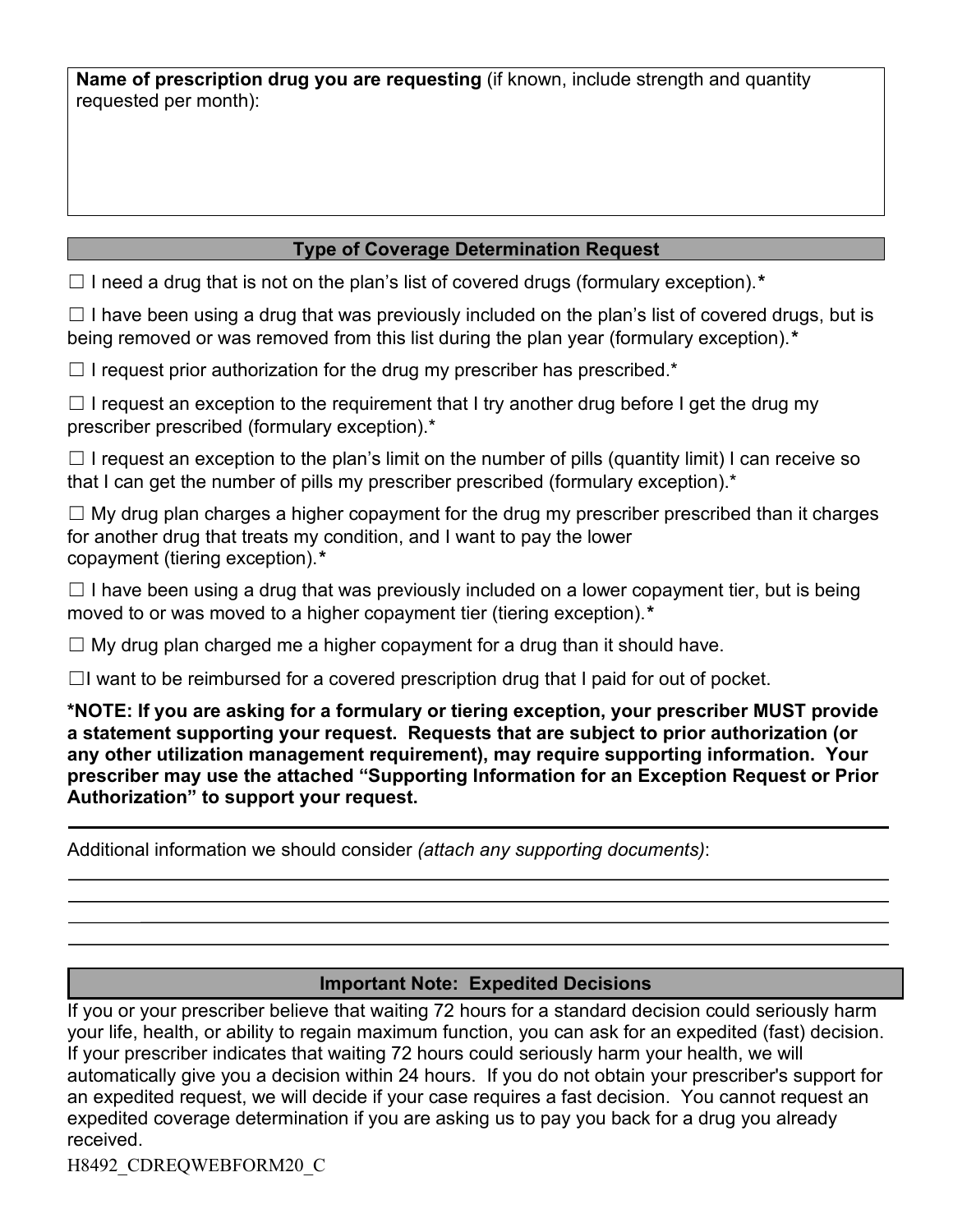**Name of prescription drug you are requesting** (if known, include strength and quantity requested per month):

## Type of Coverage Determination Request

☐ I need a drug that is not on the plan's list of covered drugs (formulary exception).*

☐ I have been using a drug that was previously included on the plan's list of covered drugs, but is being removed or was removed from this list during the plan year (formulary exception).*

☐ I request prior authorization for the drug my prescriber has prescribed.*

☐ I request an exception to the requirement that I try another drug before I get the drug my prescriber prescribed (formulary exception).*

☐ I request an exception to the plan's limit on the number of pills (quantity limit) I can receive so that I can get the number of pills my prescriber prescribed (formulary exception).*

☐ My drug plan charges a higher copayment for the drug my prescriber prescribed than it charges for another drug that treats my condition, and I want to pay the lower copayment (tiering exception).*

☐ I have been using a drug that was previously included on a lower copayment tier, but is being moved to or was moved to a higher copayment tier (tiering exception).*

☐ My drug plan charged me a higher copayment for a drug than it should have.

☐I want to be reimbursed for a covered prescription drug that I paid for out of pocket.

**\*NOTE: If you are asking for a formulary or tiering exception, your prescriber MUST provide a statement supporting your request. Requests that are subject to prior authorization (or any other utilization management requirement), may require supporting information. Your prescriber may use the attached "Supporting Information for an Exception Request or Prior Authorization" to support your request.**

Additional information we should consider *(attach any supporting documents)*:

## Important Note: Expedited Decisions

If you or your prescriber believe that waiting 72 hours for a standard decision could seriously harm your life, health, or ability to regain maximum function, you can ask for an expedited (fast) decision. If your prescriber indicates that waiting 72 hours could seriously harm your health, we will automatically give you a decision within 24 hours. If you do not obtain your prescriber's support for an expedited request, we will decide if your case requires a fast decision. You cannot request an expedited coverage determination if you are asking us to pay you back for a drug you already received.

H8492_CDREQWEBFORM20_C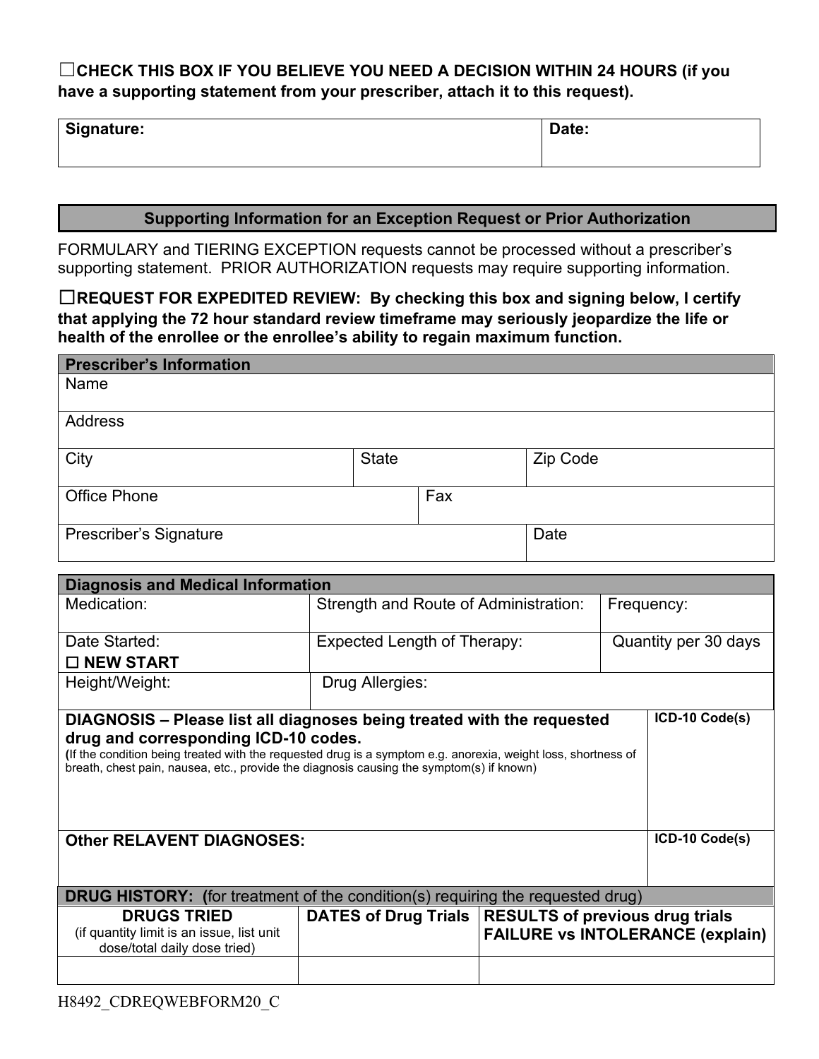☐**CHECK THIS BOX IF YOU BELIEVE YOU NEED A DECISION WITHIN 24 HOURS (if you have a supporting statement from your prescriber, attach it to this request).**

| Signature: | Date: |
|---|---|
| | |

## Supporting Information for an Exception Request or Prior Authorization

FORMULARY and TIERING EXCEPTION requests cannot be processed without a prescriber's supporting statement. PRIOR AUTHORIZATION requests may require supporting information.

☐**REQUEST FOR EXPEDITED REVIEW: By checking this box and signing below, I certify that applying the 72 hour standard review timeframe may seriously jeopardize the life or health of the enrollee or the enrollee's ability to regain maximum function.**

| **Prescriber's Information** | | |
|---|---|---|
| Name | | |
| Address | | |
| City | State | Zip Code |
| Office Phone | Fax | |
| Prescriber's Signature | | Date |

| **Diagnosis and Medical Information** | | |
|---|---|---|
| Medication: | Strength and Route of Administration: | Frequency: |
| Date Started: ☐ **NEW START** | Expected Length of Therapy: | Quantity per 30 days |
| Height/Weight: | Drug Allergies: | |

| **DIAGNOSIS – Please list all diagnoses being treated with the requested drug and corresponding ICD-10 codes.** (If the condition being treated with the requested drug is a symptom e.g. anorexia, weight loss, shortness of breath, chest pain, nausea, etc., provide the diagnosis causing the symptom(s) if known) | **ICD-10 Code(s)** |
|---|---|
| | |
| **Other RELAVENT DIAGNOSES:** | **ICD-10 Code(s)** |
| | |

| **DRUG HISTORY: (**for treatment of the condition(s) requiring the requested drug) | | |
|---|---|---|
| **DRUGS TRIED** (if quantity limit is an issue, list unit dose/total daily dose tried) | **DATES of Drug Trials** | **RESULTS of previous drug trials FAILURE vs INTOLERANCE (explain)** |
| | | |

H8492_CDREQWEBFORM20_C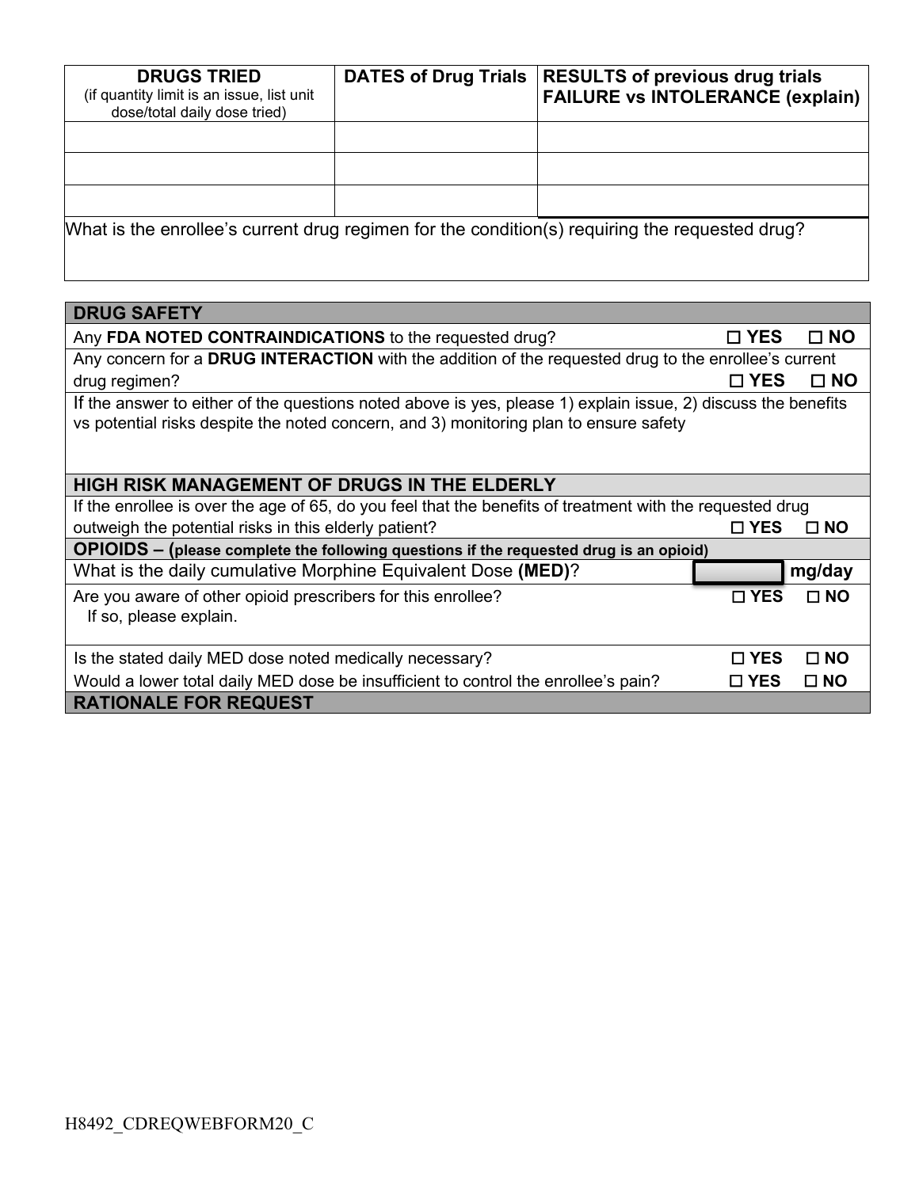| DRUGS TRIED (if quantity limit is an issue, list unit dose/total daily dose tried) | DATES of Drug Trials | RESULTS of previous drug trials FAILURE vs INTOLERANCE (explain) |
|---|---|---|
| | | |
| | | |
| | | |

What is the enrollee's current drug regimen for the condition(s) requiring the requested drug?

## DRUG SAFETY

Any **FDA NOTED CONTRAINDICATIONS** to the requested drug? ☐ **YES** ☐ **NO**

Any concern for a **DRUG INTERACTION** with the addition of the requested drug to the enrollee's current drug regimen? ☐ **YES** ☐ **NO**

If the answer to either of the questions noted above is yes, please 1) explain issue, 2) discuss the benefits vs potential risks despite the noted concern, and 3) monitoring plan to ensure safety

## HIGH RISK MANAGEMENT OF DRUGS IN THE ELDERLY

If the enrollee is over the age of 65, do you feel that the benefits of treatment with the requested drug outweigh the potential risks in this elderly patient? ☐ **YES** ☐ **NO**

## OPIOIDS – (please complete the following questions if the requested drug is an opioid)

What is the daily cumulative Morphine Equivalent Dose **(MED)**? ________ **mg/day**

Are you aware of other opioid prescribers for this enrollee? ☐ **YES** ☐ **NO**
If so, please explain.

Is the stated daily MED dose noted medically necessary? ☐ **YES** ☐ **NO**

Would a lower total daily MED dose be insufficient to control the enrollee's pain? ☐ **YES** ☐ **NO**

## RATIONALE FOR REQUEST

H8492_CDREQWEBFORM20_C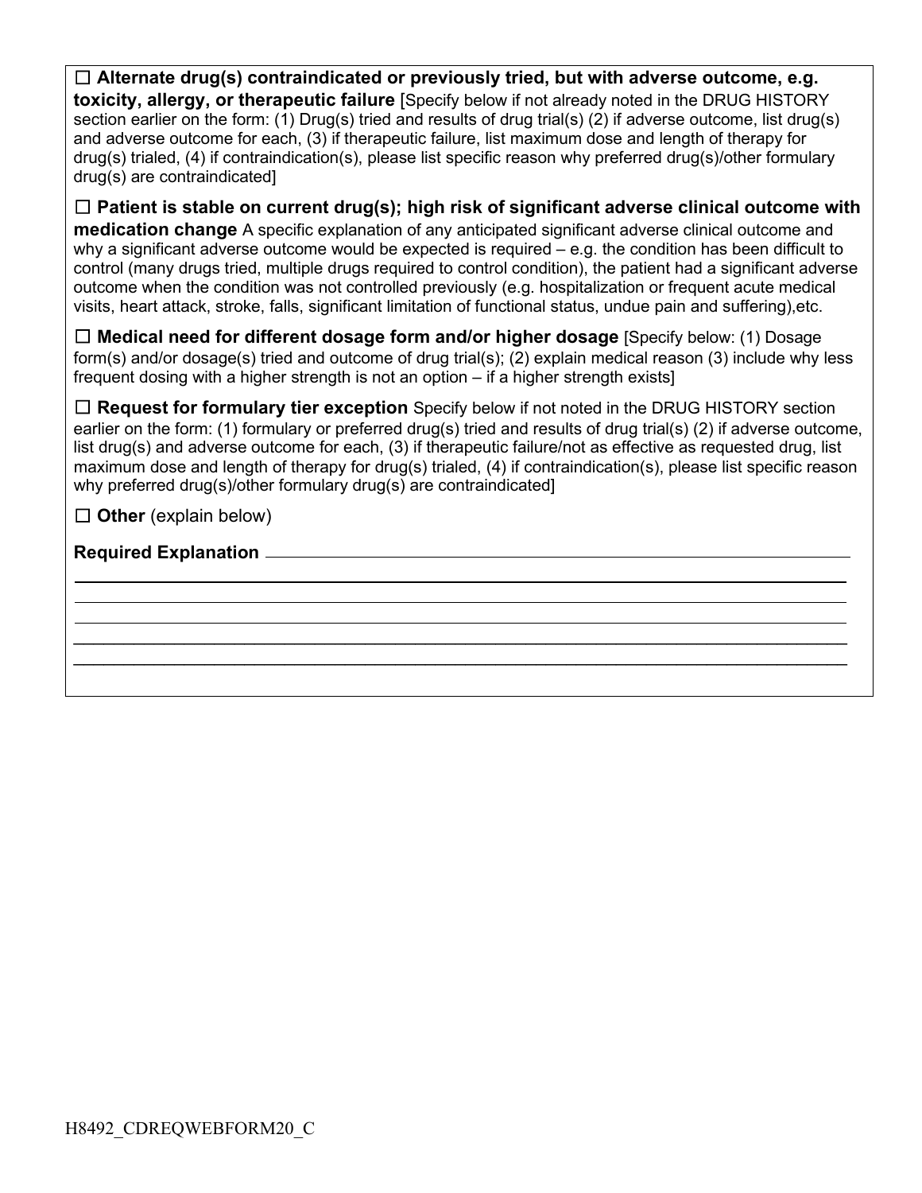☐ **Alternate drug(s) contraindicated or previously tried, but with adverse outcome, e.g. toxicity, allergy, or therapeutic failure** [Specify below if not already noted in the DRUG HISTORY section earlier on the form: (1) Drug(s) tried and results of drug trial(s) (2) if adverse outcome, list drug(s) and adverse outcome for each, (3) if therapeutic failure, list maximum dose and length of therapy for drug(s) trialed, (4) if contraindication(s), please list specific reason why preferred drug(s)/other formulary drug(s) are contraindicated]

☐ **Patient is stable on current drug(s); high risk of significant adverse clinical outcome with medication change** A specific explanation of any anticipated significant adverse clinical outcome and why a significant adverse outcome would be expected is required – e.g. the condition has been difficult to control (many drugs tried, multiple drugs required to control condition), the patient had a significant adverse outcome when the condition was not controlled previously (e.g. hospitalization or frequent acute medical visits, heart attack, stroke, falls, significant limitation of functional status, undue pain and suffering),etc.

☐ **Medical need for different dosage form and/or higher dosage** [Specify below: (1) Dosage form(s) and/or dosage(s) tried and outcome of drug trial(s); (2) explain medical reason (3) include why less frequent dosing with a higher strength is not an option – if a higher strength exists]

☐ **Request for formulary tier exception** Specify below if not noted in the DRUG HISTORY section earlier on the form: (1) formulary or preferred drug(s) tried and results of drug trial(s) (2) if adverse outcome, list drug(s) and adverse outcome for each, (3) if therapeutic failure/not as effective as requested drug, list maximum dose and length of therapy for drug(s) trialed, (4) if contraindication(s), please list specific reason why preferred drug(s)/other formulary drug(s) are contraindicated]

☐ **Other** (explain below)

**Required Explanation** ______________________________________________

______________________________________________________________________

______________________________________________________________________

______________________________________________________________________

______________________________________________________________________

______________________________________________________________________

H8492_CDREQWEBFORM20_C